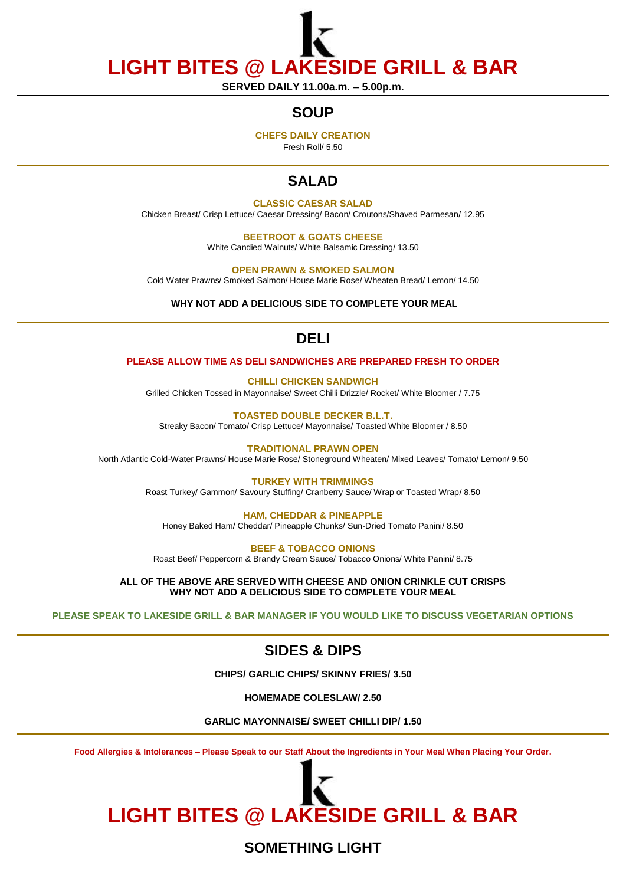# LIGHT BITES @ LAKESIDE GRILL & BAR

**SERVED DAILY 11.00a.m. – 5.00p.m.**

## SOUP

**CHEFS DAILY CREATION**
Fresh Roll/ 5.50

## SALAD

**CLASSIC CAESAR SALAD**
Chicken Breast/ Crisp Lettuce/ Caesar Dressing/ Bacon/ Croutons/Shaved Parmesan/ 12.95

**BEETROOT & GOATS CHEESE**
White Candied Walnuts/ White Balsamic Dressing/ 13.50

**OPEN PRAWN & SMOKED SALMON**
Cold Water Prawns/ Smoked Salmon/ House Marie Rose/ Wheaten Bread/ Lemon/ 14.50

**WHY NOT ADD A DELICIOUS SIDE TO COMPLETE YOUR MEAL**

## DELI

**PLEASE ALLOW TIME AS DELI SANDWICHES ARE PREPARED FRESH TO ORDER**

**CHILLI CHICKEN SANDWICH**
Grilled Chicken Tossed in Mayonnaise/ Sweet Chilli Drizzle/ Rocket/ White Bloomer / 7.75

**TOASTED DOUBLE DECKER B.L.T.**
Streaky Bacon/ Tomato/ Crisp Lettuce/ Mayonnaise/ Toasted White Bloomer / 8.50

**TRADITIONAL PRAWN OPEN**
North Atlantic Cold-Water Prawns/ House Marie Rose/ Stoneground Wheaten/ Mixed Leaves/ Tomato/ Lemon/ 9.50

**TURKEY WITH TRIMMINGS**
Roast Turkey/ Gammon/ Savoury Stuffing/ Cranberry Sauce/ Wrap or Toasted Wrap/ 8.50

**HAM, CHEDDAR & PINEAPPLE**
Honey Baked Ham/ Cheddar/ Pineapple Chunks/ Sun-Dried Tomato Panini/ 8.50

**BEEF & TOBACCO ONIONS**
Roast Beef/ Peppercorn & Brandy Cream Sauce/ Tobacco Onions/ White Panini/ 8.75

**ALL OF THE ABOVE ARE SERVED WITH CHEESE AND ONION CRINKLE CUT CRISPS**
**WHY NOT ADD A DELICIOUS SIDE TO COMPLETE YOUR MEAL**

**PLEASE SPEAK TO LAKESIDE GRILL & BAR MANAGER IF YOU WOULD LIKE TO DISCUSS VEGETARIAN OPTIONS**

## SIDES & DIPS

**CHIPS/ GARLIC CHIPS/ SKINNY FRIES/ 3.50**

**HOMEMADE COLESLAW/ 2.50**

**GARLIC MAYONNAISE/ SWEET CHILLI DIP/ 1.50**

**Food Allergies & Intolerances – Please Speak to our Staff About the Ingredients in Your Meal When Placing Your Order.**

# LIGHT BITES @ LAKESIDE GRILL & BAR

## SOMETHING LIGHT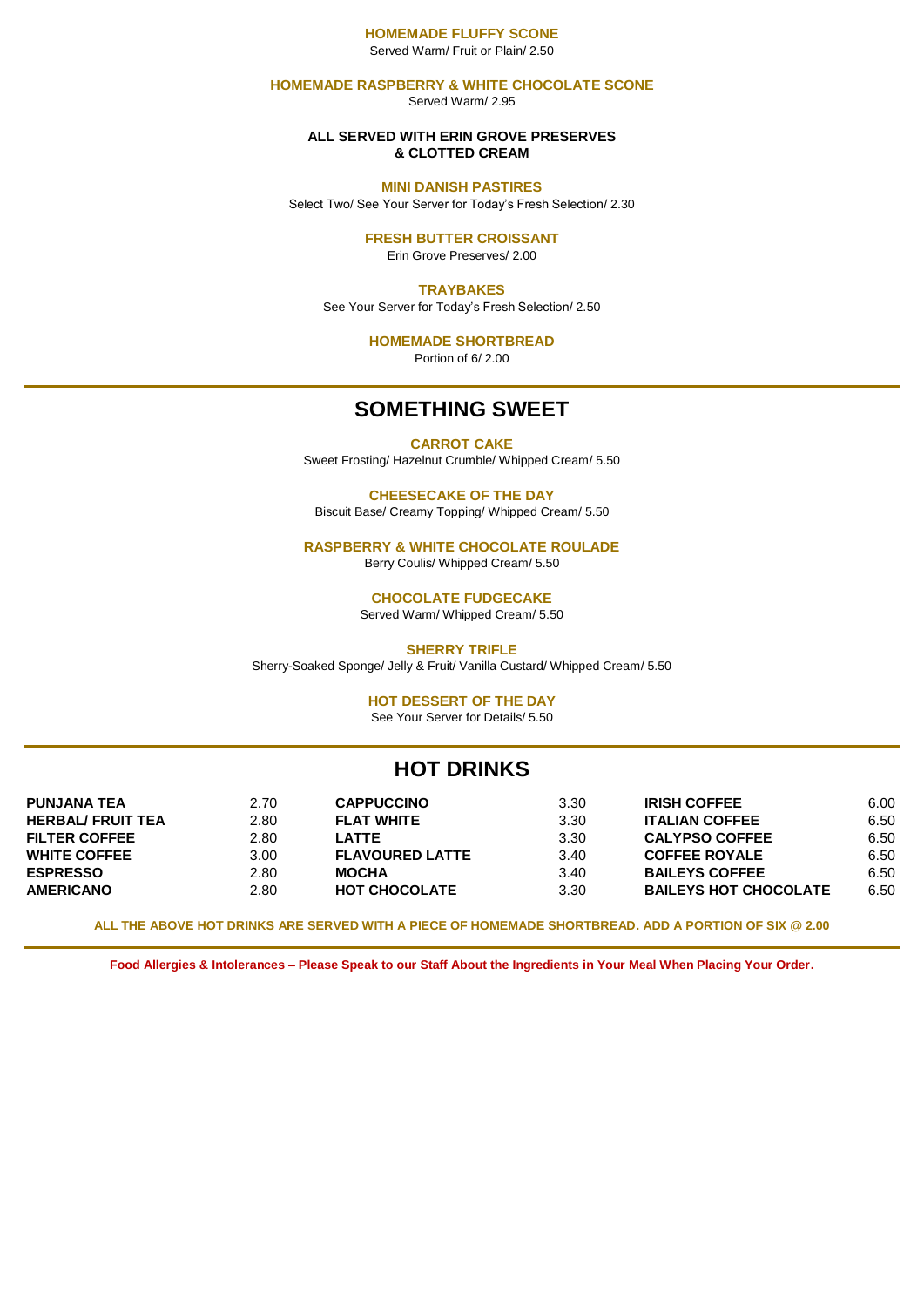### HOMEMADE FLUFFY SCONE
Served Warm/ Fruit or Plain/ 2.50

### HOMEMADE RASPBERRY & WHITE CHOCOLATE SCONE
Served Warm/ 2.95

**ALL SERVED WITH ERIN GROVE PRESERVES & CLOTTED CREAM**

### MINI DANISH PASTIRES
Select Two/ See Your Server for Today's Fresh Selection/ 2.30

### FRESH BUTTER CROISSANT
Erin Grove Preserves/ 2.00

### TRAYBAKES
See Your Server for Today's Fresh Selection/ 2.50

### HOMEMADE SHORTBREAD
Portion of 6/ 2.00

---

## SOMETHING SWEET

### CARROT CAKE
Sweet Frosting/ Hazelnut Crumble/ Whipped Cream/ 5.50

### CHEESECAKE OF THE DAY
Biscuit Base/ Creamy Topping/ Whipped Cream/ 5.50

### RASPBERRY & WHITE CHOCOLATE ROULADE
Berry Coulis/ Whipped Cream/ 5.50

### CHOCOLATE FUDGECAKE
Served Warm/ Whipped Cream/ 5.50

### SHERRY TRIFLE
Sherry-Soaked Sponge/ Jelly & Fruit/ Vanilla Custard/ Whipped Cream/ 5.50

### HOT DESSERT OF THE DAY
See Your Server for Details/ 5.50

---

## HOT DRINKS

| | | | | | |
|---|---|---|---|---|---|
| **PUNJANA TEA** | 2.70 | **CAPPUCCINO** | 3.30 | **IRISH COFFEE** | 6.00 |
| **HERBAL/ FRUIT TEA** | 2.80 | **FLAT WHITE** | 3.30 | **ITALIAN COFFEE** | 6.50 |
| **FILTER COFFEE** | 2.80 | **LATTE** | 3.30 | **CALYPSO COFFEE** | 6.50 |
| **WHITE COFFEE** | 3.00 | **FLAVOURED LATTE** | 3.40 | **COFFEE ROYALE** | 6.50 |
| **ESPRESSO** | 2.80 | **MOCHA** | 3.40 | **BAILEYS COFFEE** | 6.50 |
| **AMERICANO** | 2.80 | **HOT CHOCOLATE** | 3.30 | **BAILEYS HOT CHOCOLATE** | 6.50 |

**ALL THE ABOVE HOT DRINKS ARE SERVED WITH A PIECE OF HOMEMADE SHORTBREAD. ADD A PORTION OF SIX @ 2.00**

---

**Food Allergies & Intolerances – Please Speak to our Staff About the Ingredients in Your Meal When Placing Your Order.**